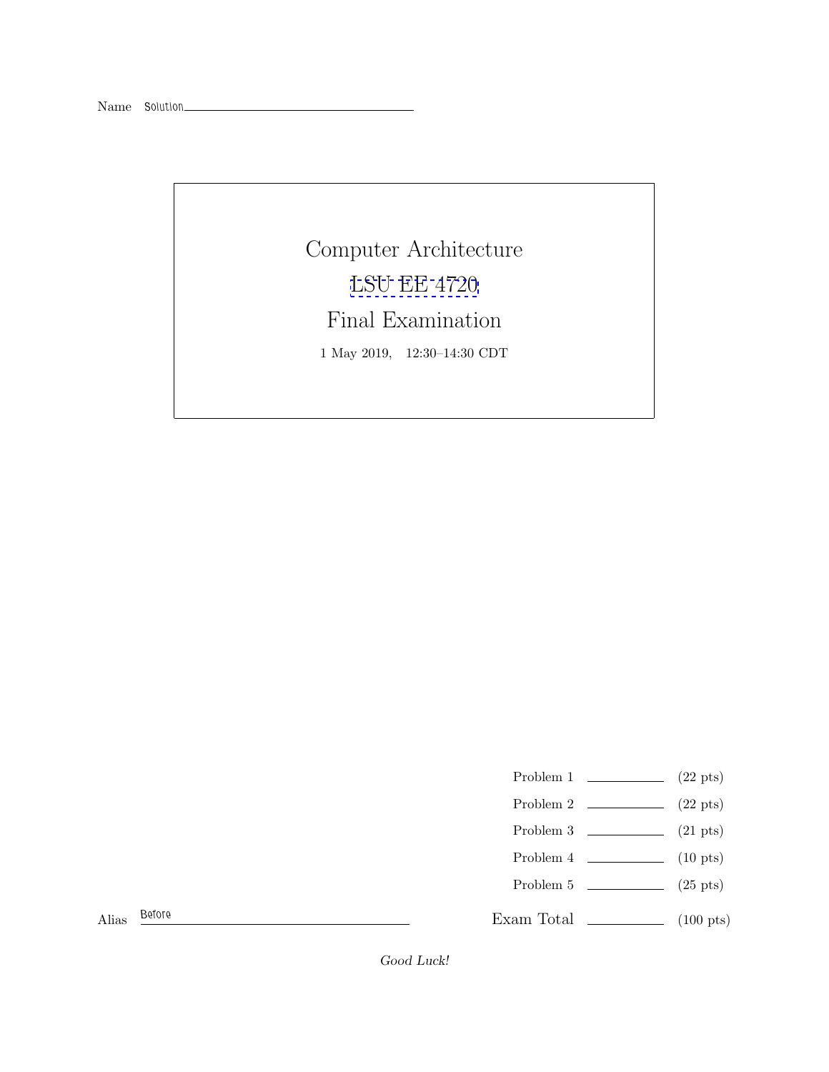Name Solution

# Computer Architecture

## LSU EE 4720

## Final Examination

1 May 2019, 12:30–14:30 CDT

| | | |
|---|---|---|
| Problem 1 | | (22 pts) |
| Problem 2 | | (22 pts) |
| Problem 3 | | (21 pts) |
| Problem 4 | | (10 pts) |
| Problem 5 | | (25 pts) |
| Exam Total | | (100 pts) |

Alias Before

*Good Luck!*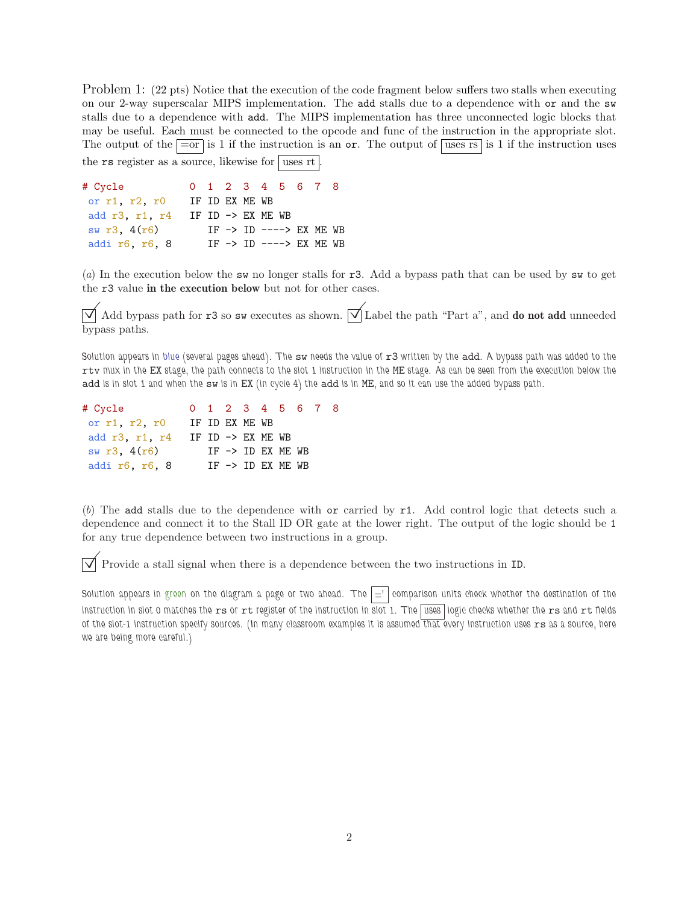Problem 1: (22 pts) Notice that the execution of the code fragment below suffers two stalls when executing on our 2-way superscalar MIPS implementation. The `add` stalls due to a dependence with `or` and the `sw` stalls due to a dependence with `add`. The MIPS implementation has three unconnected logic blocks that may be useful. Each must be connected to the opcode and func of the instruction in the appropriate slot. The output of the [=or] is 1 if the instruction is an `or`. The output of [uses rs] is 1 if the instruction uses the `rs` register as a source, likewise for [uses rt].

```
# Cycle           0  1  2  3  4  5  6  7  8
 or r1, r2, r0    IF ID EX ME WB
 add r3, r1, r4   IF ID -> EX ME WB
 sw r3, 4(r6)        IF -> ID ----> EX ME WB
 addi r6, r6, 8      IF -> ID ----> EX ME WB
```

(*a*) In the execution below the `sw` no longer stalls for `r3`. Add a bypass path that can be used by `sw` to get the `r3` value **in the execution below** but not for other cases.

☑ Add bypass path for `r3` so `sw` executes as shown. ☑ Label the path "Part a", and **do not add** unneeded bypass paths.

Solution appears in blue (several pages ahead). The `sw` needs the value of `r3` written by the `add`. A bypass path was added to the `rtv` mux in the `EX` stage, the path connects to the slot 1 instruction in the `ME` stage. As can be seen from the execution below the `add` is in slot 1 and when the `sw` is in `EX` (in cycle 4) the `add` is in `ME`, and so it can use the added bypass path.

```
# Cycle           0  1  2  3  4  5  6  7  8
 or r1, r2, r0    IF ID EX ME WB
 add r3, r1, r4   IF ID -> EX ME WB
 sw r3, 4(r6)        IF -> ID EX ME WB
 addi r6, r6, 8      IF -> ID EX ME WB
```

(*b*) The `add` stalls due to the dependence with `or` carried by `r1`. Add control logic that detects such a dependence and connect it to the Stall ID OR gate at the lower right. The output of the logic should be 1 for any true dependence between two instructions in a group.

☑ Provide a stall signal when there is a dependence between the two instructions in `ID`.

Solution appears in green on the diagram a page or two ahead. The [=′] comparison units check whether the destination of the instruction in slot 0 matches the `rs` or `rt` register of the instruction in slot 1. The [uses] logic checks whether the `rs` and `rt` fields of the slot-1 instruction specify sources. (In many classroom examples it is assumed that every instruction uses `rs` as a source, here we are being more careful.)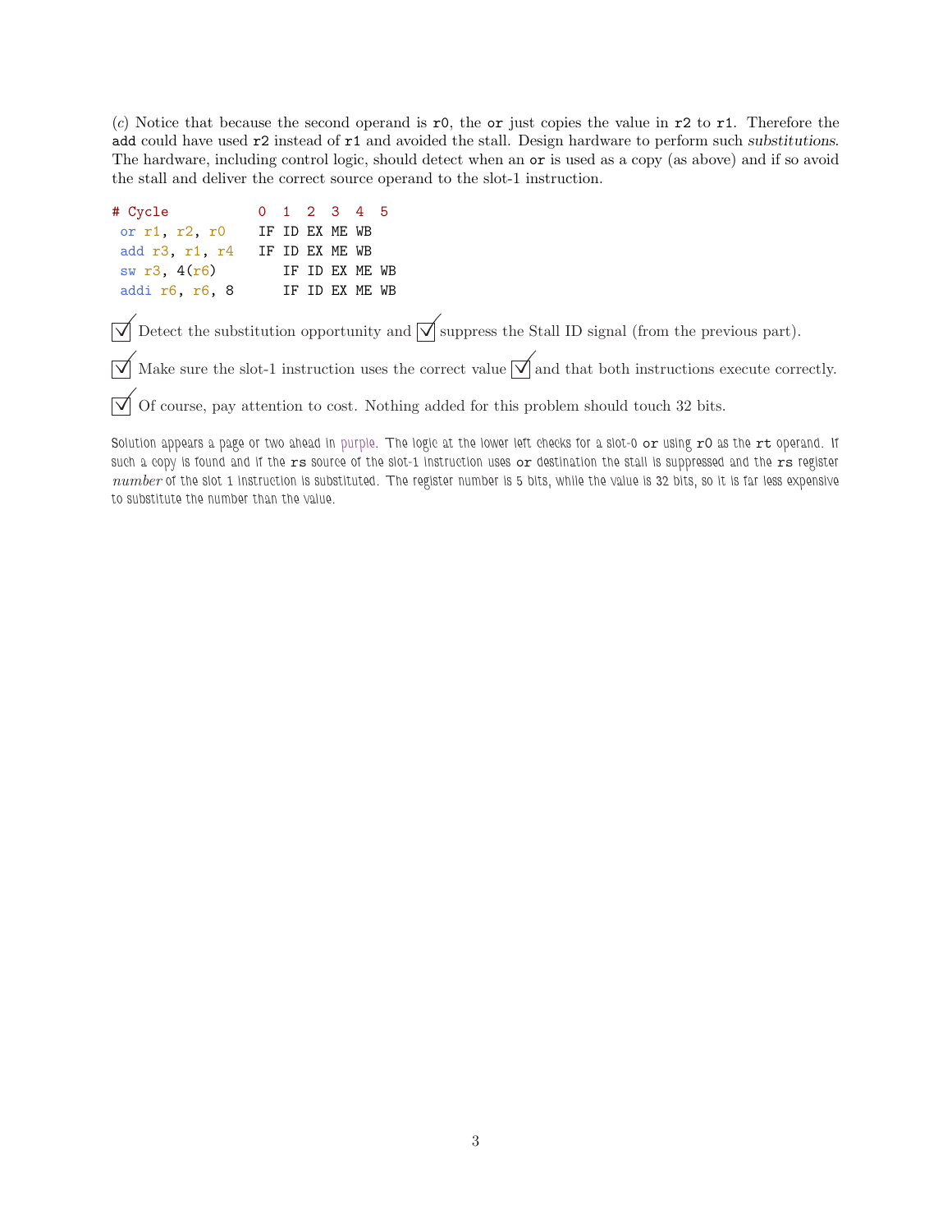(*c*) Notice that because the second operand is `r0`, the `or` just copies the value in `r2` to `r1`. Therefore the `add` could have used `r2` instead of `r1` and avoided the stall. Design hardware to perform such *substitutions*. The hardware, including control logic, should detect when an `or` is used as a copy (as above) and if so avoid the stall and deliver the correct source operand to the slot-1 instruction.

```
# Cycle           0  1  2  3  4  5
 or r1, r2, r0    IF ID EX ME WB
 add r3, r1, r4   IF ID EX ME WB
 sw r3, 4(r6)        IF ID EX ME WB
 addi r6, r6, 8      IF ID EX ME WB
```

☑ Detect the substitution opportunity and ☑ suppress the Stall ID signal (from the previous part).

☑ Make sure the slot-1 instruction uses the correct value ☑ and that both instructions execute correctly.

☑ Of course, pay attention to cost. Nothing added for this problem should touch 32 bits.

Solution appears a page or two ahead in purple. The logic at the lower left checks for a slot-0 `or` using `r0` as the `rt` operand. If such a copy is found and if the `rs` source of the slot-1 instruction uses `or` destination the stall is suppressed and the `rs` register *number* of the slot 1 instruction is substituted. The register number is 5 bits, while the value is 32 bits, so it is far less expensive to substitute the number than the value.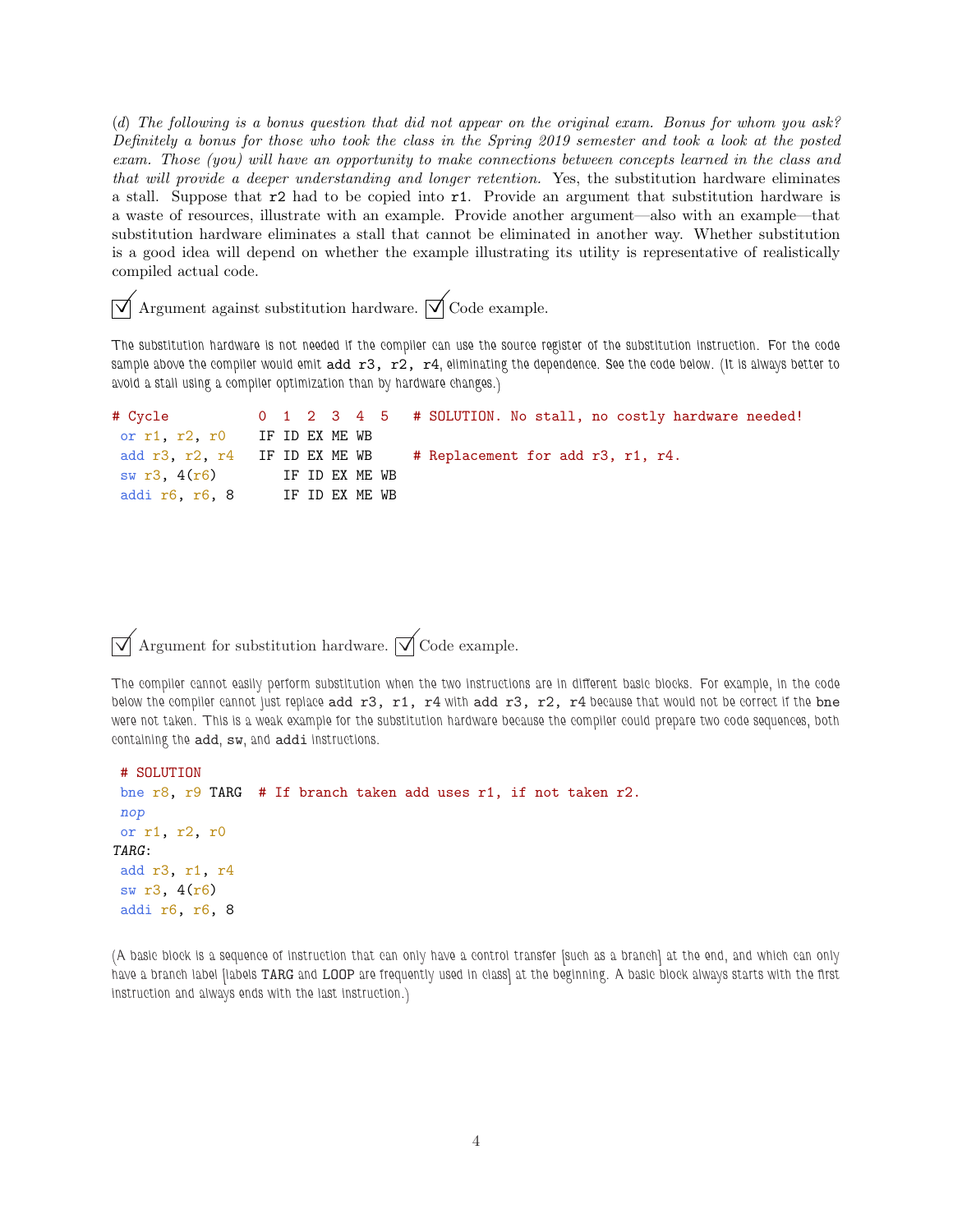(*d*) *The following is a bonus question that did not appear on the original exam. Bonus for whom you ask? Definitely a bonus for those who took the class in the Spring 2019 semester and took a look at the posted exam. Those (you) will have an opportunity to make connections between concepts learned in the class and that will provide a deeper understanding and longer retention.* Yes, the substitution hardware eliminates a stall. Suppose that `r2` had to be copied into `r1`. Provide an argument that substitution hardware is a waste of resources, illustrate with an example. Provide another argument—also with an example—that substitution hardware eliminates a stall that cannot be eliminated in another way. Whether substitution is a good idea will depend on whether the example illustrating its utility is representative of realistically compiled actual code.

☑ Argument against substitution hardware. ☑ Code example.

The substitution hardware is not needed if the compiler can use the source register of the substitution instruction. For the code sample above the compiler would emit `add r3, r2, r4`, eliminating the dependence. See the code below. (It is always better to avoid a stall using a compiler optimization than by hardware changes.)

```
# Cycle           0  1  2  3  4  5   # SOLUTION. No stall, no costly hardware needed!
 or r1, r2, r0    IF ID EX ME WB
 add r3, r2, r4   IF ID EX ME WB     # Replacement for add r3, r1, r4.
 sw r3, 4(r6)        IF ID EX ME WB
 addi r6, r6, 8      IF ID EX ME WB
```

☑ Argument for substitution hardware. ☑ Code example.

The compiler cannot easily perform substitution when the two instructions are in different basic blocks. For example, in the code below the compiler cannot just replace `add r3, r1, r4` with `add r3, r2, r4` because that would not be correct if the `bne` were not taken. This is a weak example for the substitution hardware because the compiler could prepare two code sequences, both containing the `add`, `sw`, and `addi` instructions.

```
 # SOLUTION
 bne r8, r9 TARG  # If branch taken add uses r1, if not taken r2.
 nop
 or r1, r2, r0
TARG:
 add r3, r1, r4
 sw r3, 4(r6)
 addi r6, r6, 8
```

(A basic block is a sequence of instruction that can only have a control transfer [such as a branch] at the end, and which can only have a branch label [labels `TARG` and `LOOP` are frequently used in class] at the beginning. A basic block always starts with the first instruction and always ends with the last instruction.)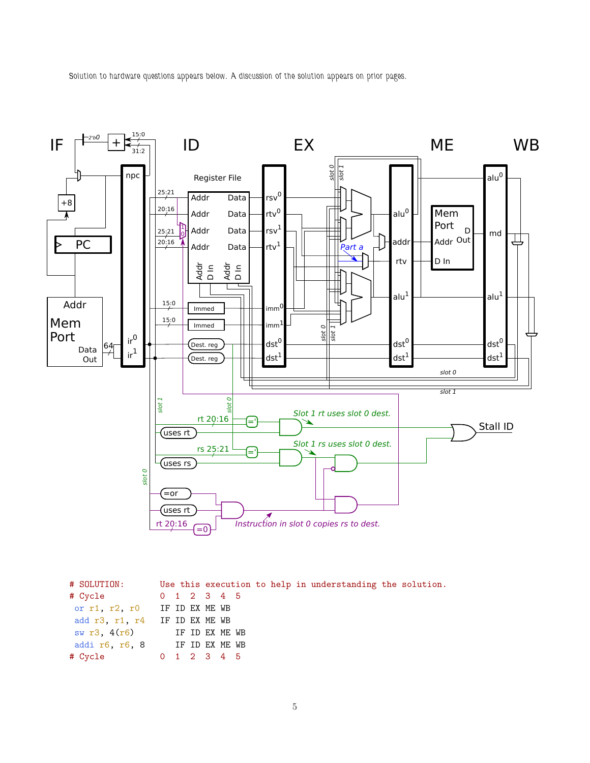Solution to hardware questions appears below. A discussion of the solution appears on prior pages.

```
# SOLUTION:      Use this execution to help in understanding the solution.
# Cycle          0  1  2  3  4  5
 or r1, r2, r0   IF ID EX ME WB
 add r3, r1, r4  IF ID EX ME WB
 sw r3, 4(r6)       IF ID EX ME WB
 addi r6, r6, 8     IF ID EX ME WB
# Cycle          0  1  2  3  4  5
```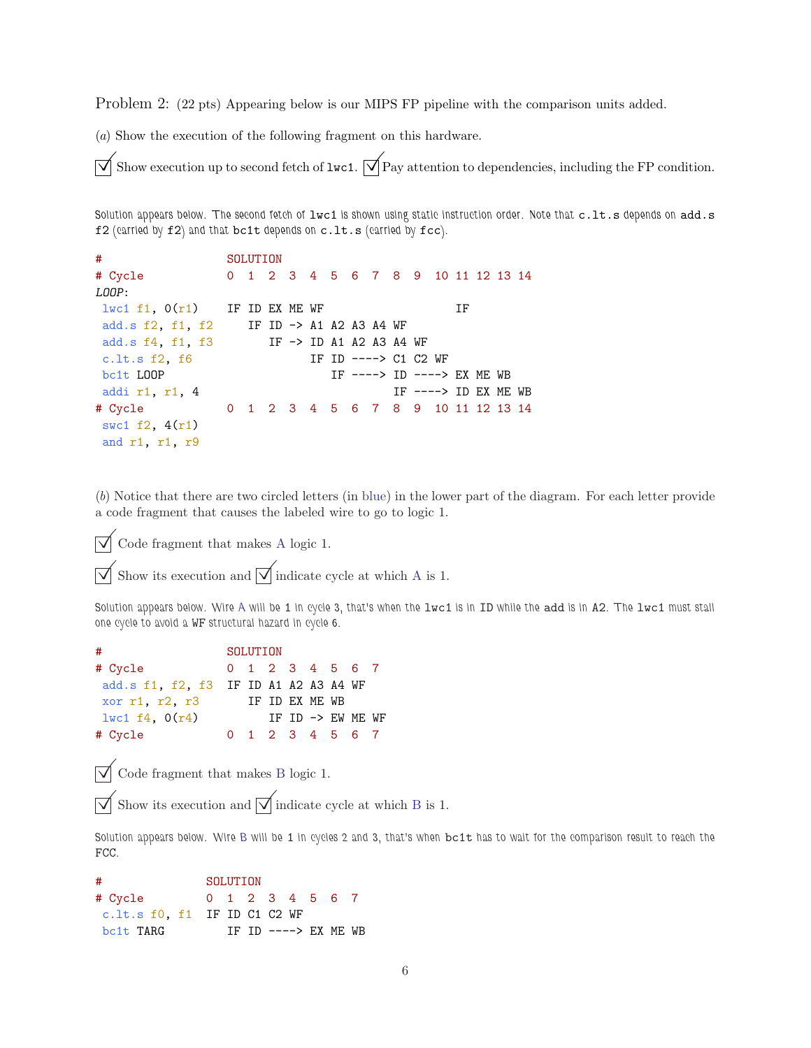Problem 2: (22 pts) Appearing below is our MIPS FP pipeline with the comparison units added.

(*a*) Show the execution of the following fragment on this hardware.

☑ Show execution up to second fetch of `lwc1`. ☑ Pay attention to dependencies, including the FP condition.

Solution appears below. The second fetch of `lwc1` is shown using static instruction order. Note that `c.lt.s` depends on `add.s f2` (carried by `f2`) and that `bc1t` depends on `c.lt.s` (carried by `fcc`).

```
#                   SOLUTION
# Cycle             0  1  2  3  4  5  6  7  8  9  10 11 12 13 14
LOOP:
 lwc1 f1, 0(r1)     IF ID EX ME WF                   IF
 add.s f2, f1, f2      IF ID -> A1 A2 A3 A4 WF
 add.s f4, f1, f3         IF -> ID A1 A2 A3 A4 WF
 c.lt.s f2, f6                  IF ID ----> C1 C2 WF
 bc1t LOOP                         IF ----> ID ----> EX ME WB
 addi r1, r1, 4                             IF ----> ID EX ME WB
# Cycle             0  1  2  3  4  5  6  7  8  9  10 11 12 13 14
 swc1 f2, 4(r1)
 and r1, r1, r9
```

(*b*) Notice that there are two circled letters (in blue) in the lower part of the diagram. For each letter provide a code fragment that causes the labeled wire to go to logic 1.

☑ Code fragment that makes A logic 1.

☑ Show its execution and ☑ indicate cycle at which A is 1.

Solution appears below. Wire A will be 1 in cycle 3, that's when the `lwc1` is in ID while the `add` is in A2. The `lwc1` must stall one cycle to avoid a WF structural hazard in cycle 6.

```
#                   SOLUTION
# Cycle             0  1  2  3  4  5  6  7
 add.s f1, f2, f3   IF ID A1 A2 A3 A4 WF
 xor r1, r2, r3        IF ID EX ME WB
 lwc1 f4, 0(r4)           IF ID -> EW ME WF
# Cycle             0  1  2  3  4  5  6  7
```

☑ Code fragment that makes B logic 1.

☑ Show its execution and ☑ indicate cycle at which B is 1.

Solution appears below. Wire B will be 1 in cycles 2 and 3, that's when `bc1t` has to wait for the comparison result to reach the FCC.

```
#                SOLUTION
# Cycle          0  1  2  3  4  5  6  7
 c.lt.s f0, f1   IF ID C1 C2 WF
 bc1t TARG          IF ID ----> EX ME WB
```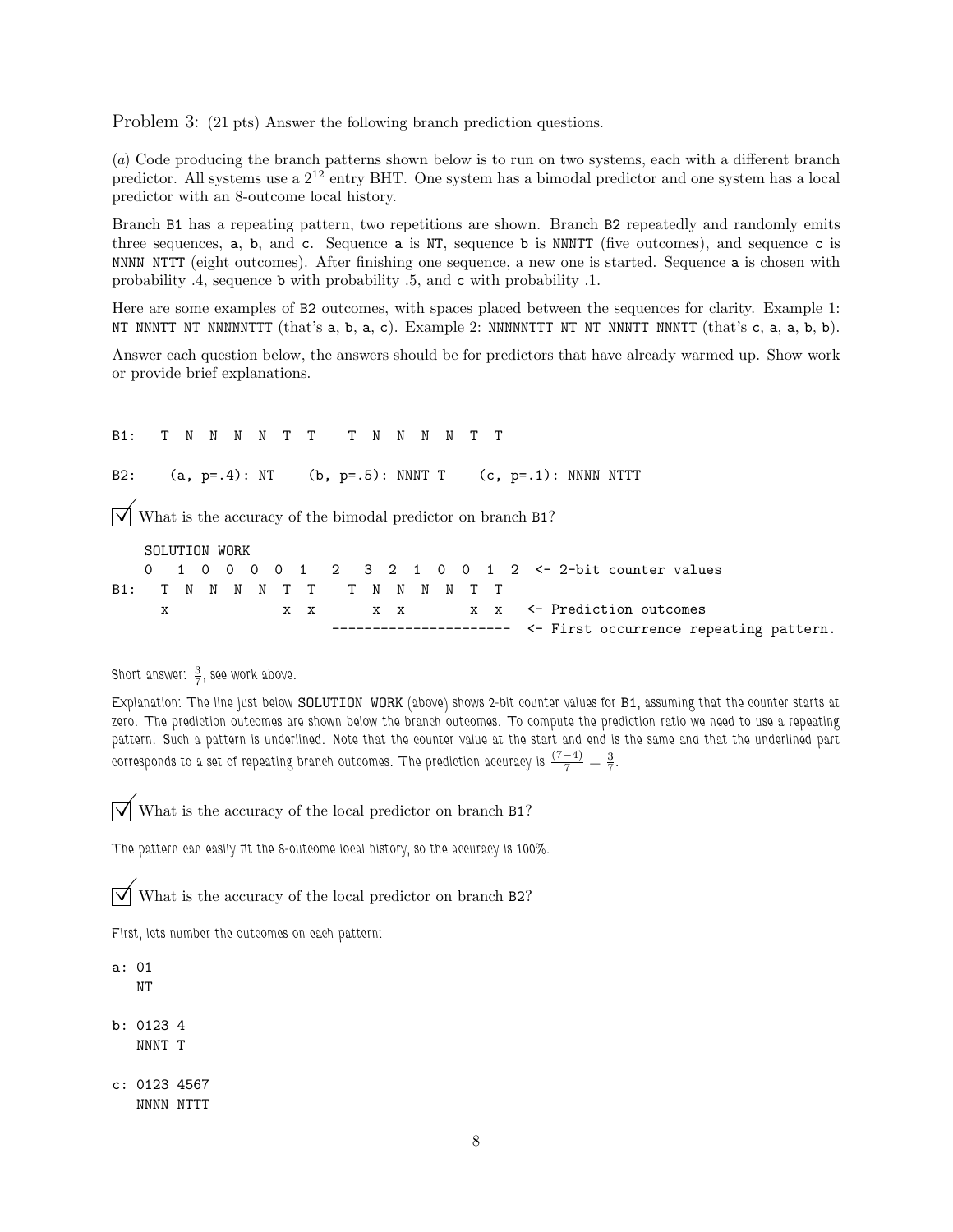Problem 3: (21 pts) Answer the following branch prediction questions.

(*a*) Code producing the branch patterns shown below is to run on two systems, each with a different branch predictor. All systems use a $2^{12}$ entry BHT. One system has a bimodal predictor and one system has a local predictor with an 8-outcome local history.

Branch `B1` has a repeating pattern, two repetitions are shown. Branch `B2` repeatedly and randomly emits three sequences, `a`, `b`, and `c`. Sequence `a` is `NT`, sequence `b` is `NNNTT` (five outcomes), and sequence `c` is `NNNN NTTT` (eight outcomes). After finishing one sequence, a new one is started. Sequence `a` is chosen with probability .4, sequence `b` with probability .5, and `c` with probability .1.

Here are some examples of `B2` outcomes, with spaces placed between the sequences for clarity. Example 1: `NT NNNTT NT NNNNNTTT` (that's `a`, `b`, `a`, `c`). Example 2: `NNNNNTTT NT NT NNNTT NNNTT` (that's `c`, `a`, `a`, `b`, `b`).

Answer each question below, the answers should be for predictors that have already warmed up. Show work or provide brief explanations.

```
B1:   T  N  N  N  N  T  T    T  N  N  N  N  T  T

B2:    (a, p=.4): NT    (b, p=.5): NNNT T    (c, p=.1): NNNN NTTT
```

☑ What is the accuracy of the bimodal predictor on branch `B1`?

```
    SOLUTION WORK
    0   1  0  0  0  0  1   2   3  2  1  0  0  1  2  <- 2-bit counter values
B1:   T  N  N  N  N  T  T    T  N  N  N  N  T  T
      x              x  x       x  x        x  x   <- Prediction outcomes
                            ----------------------  <- First occurrence repeating pattern.
```

Short answer: $\frac{3}{7}$, see work above.

Explanation: The line just below `SOLUTION WORK` (above) shows 2-bit counter values for `B1`, assuming that the counter starts at zero. The prediction outcomes are shown below the branch outcomes. To compute the prediction ratio we need to use a repeating pattern. Such a pattern is underlined. Note that the counter value at the start and end is the same and that the underlined part corresponds to a set of repeating branch outcomes. The prediction accuracy is $\frac{(7-4)}{7} = \frac{3}{7}$.

☑ What is the accuracy of the local predictor on branch `B1`?

The pattern can easily fit the 8-outcome local history, so the accuracy is 100%.

☑ What is the accuracy of the local predictor on branch `B2`?

First, lets number the outcomes on each pattern:

```
a: 01
   NT

b: 0123 4
   NNNT T

c: 0123 4567
   NNNN NTTT
```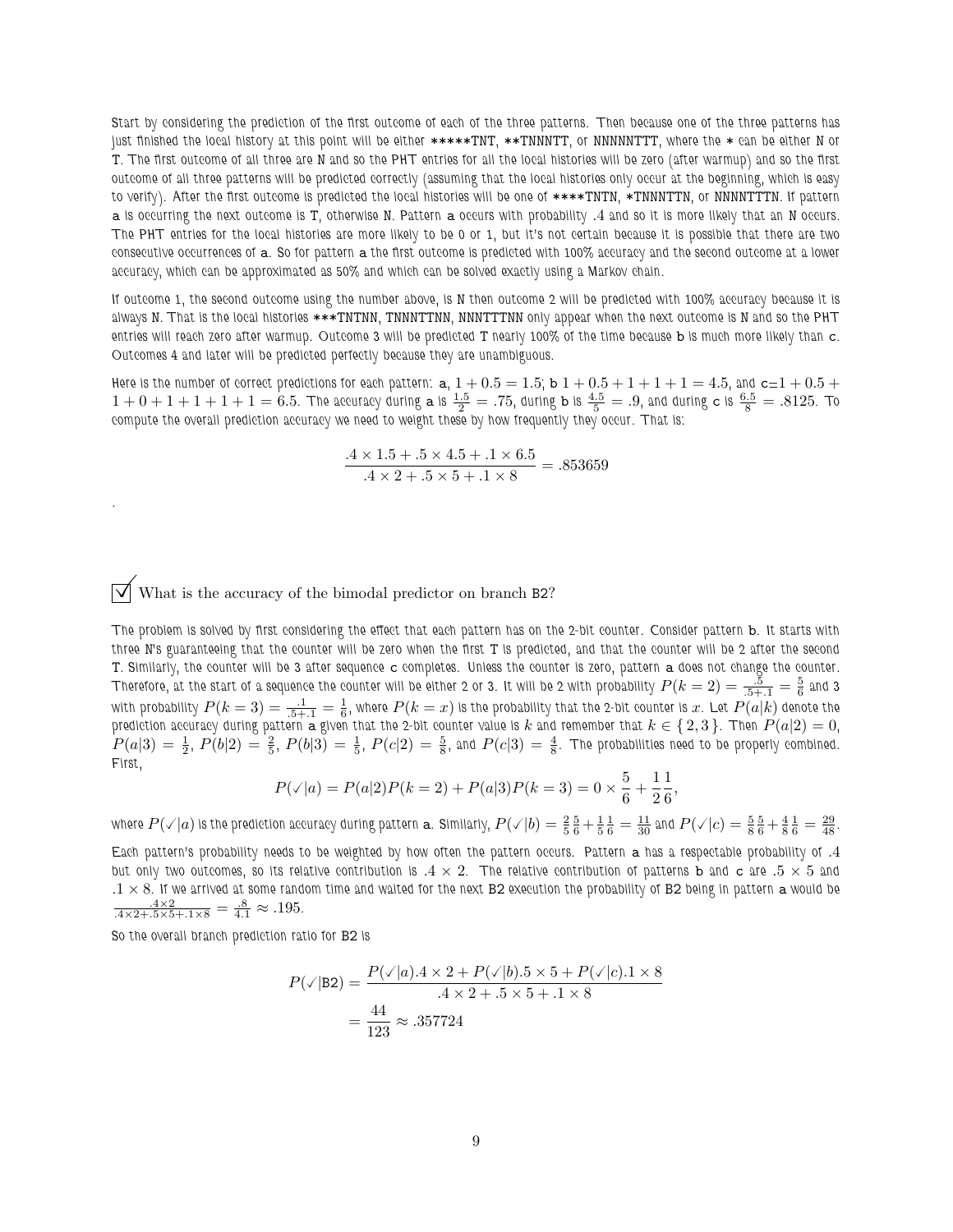Start by considering the prediction of the first outcome of each of the three patterns. Then because one of the three patterns has just finished the local history at this point will be either *****TNT, **TNNNTT, or NNNNNTTT, where the * can be either N or T. The first outcome of all three are N and so the PHT entries for all the local histories will be zero (after warmup) and so the first outcome of all three patterns will be predicted correctly (assuming that the local histories only occur at the beginning, which is easy to verify). After the first outcome is predicted the local histories will be one of ****TNTN, *TNNNTTN, or NNNNTTTN. If pattern a is occurring the next outcome is T, otherwise N. Pattern a occurs with probability .4 and so it is more likely that an N occurs. The PHT entries for the local histories are more likely to be 0 or 1, but it's not certain because it is possible that there are two consecutive occurrences of a. So for pattern a the first outcome is predicted with 100% accuracy and the second outcome at a lower accuracy, which can be approximated as 50% and which can be solved exactly using a Markov chain.

If outcome 1, the second outcome using the number above, is N then outcome 2 will be predicted with 100% accuracy because it is always N. That is the local histories ***TNTNN, TNNNTTNN, NNNTTTNN only appear when the next outcome is N and so the PHT entries will reach zero after warmup. Outcome 3 will be predicted T nearly 100% of the time because b is much more likely than c. Outcomes 4 and later will be predicted perfectly because they are unambiguous.

Here is the number of correct predictions for each pattern: a, $1 + 0.5 = 1.5$; b $1 + 0.5 + 1 + 1 + 1 = 4.5$, and c$=1 + 0.5 + 1 + 1 + 0 + 1 + 1 + 1 + 1 = 6.5$. The accuracy during a is $\frac{1.5}{2} = .75$, during b is $\frac{4.5}{5} = .9$, and during c is $\frac{6.5}{8} = .8125$. To compute the overall prediction accuracy we need to weight these by how frequently they occur. That is:

$$\frac{.4 \times 1.5 + .5 \times 4.5 + .1 \times 6.5}{.4 \times 2 + .5 \times 5 + .1 \times 8} = .853659$$

.

☑ What is the accuracy of the bimodal predictor on branch B2?

The problem is solved by first considering the effect that each pattern has on the 2-bit counter. Consider pattern b. It starts with three N's guaranteeing that the counter will be zero when the first T is predicted, and that the counter will be 2 after the second T. Similarly, the counter will be 3 after sequence c completes. Unless the counter is zero, pattern a does not change the counter. Therefore, at the start of a sequence the counter will be either 2 or 3. It will be 2 with probability $P(k=2) = \frac{.5}{.5+.1} = \frac{5}{6}$ and 3 with probability $P(k=3) = \frac{.1}{.5+.1} = \frac{1}{6}$, where $P(k=x)$ is the probability that the 2-bit counter is $x$. Let $P(a|k)$ denote the prediction accuracy during pattern a given that the 2-bit counter value is $k$ and remember that $k \in \{2, 3\}$. Then $P(a|2) = 0$, $P(a|3) = \frac{1}{2}$, $P(b|2) = \frac{2}{5}$, $P(b|3) = \frac{1}{5}$, $P(c|2) = \frac{5}{8}$, and $P(c|3) = \frac{4}{8}$. The probabilities need to be properly combined. First,

$$P(\checkmark|a) = P(a|2)P(k=2) + P(a|3)P(k=3) = 0 \times \frac{5}{6} + \frac{1}{2}\frac{1}{6},$$

where $P(\checkmark|a)$ is the prediction accuracy during pattern a. Similarly, $P(\checkmark|b) = \frac{2}{5}\frac{5}{6} + \frac{1}{5}\frac{1}{6} = \frac{11}{30}$ and $P(\checkmark|c) = \frac{5}{8}\frac{5}{6} + \frac{4}{8}\frac{1}{6} = \frac{29}{48}$.

Each pattern's probability needs to be weighted by how often the pattern occurs. Pattern a has a respectable probability of .4 but only two outcomes, so its relative contribution is $.4 \times 2$. The relative contribution of patterns b and c are $.5 \times 5$ and $.1 \times 8$. If we arrived at some random time and waited for the next B2 execution the probability of B2 being in pattern a would be $\frac{.4 \times 2}{.4 \times 2 + .5 \times 5 + .1 \times 8} = \frac{.8}{4.1} \approx .195$.

So the overall branch prediction ratio for B2 is

$$P(\checkmark|\text{B2}) = \frac{P(\checkmark|a).4 \times 2 + P(\checkmark|b).5 \times 5 + P(\checkmark|c).1 \times 8}{.4 \times 2 + .5 \times 5 + .1 \times 8}$$
$$= \frac{44}{123} \approx .357724$$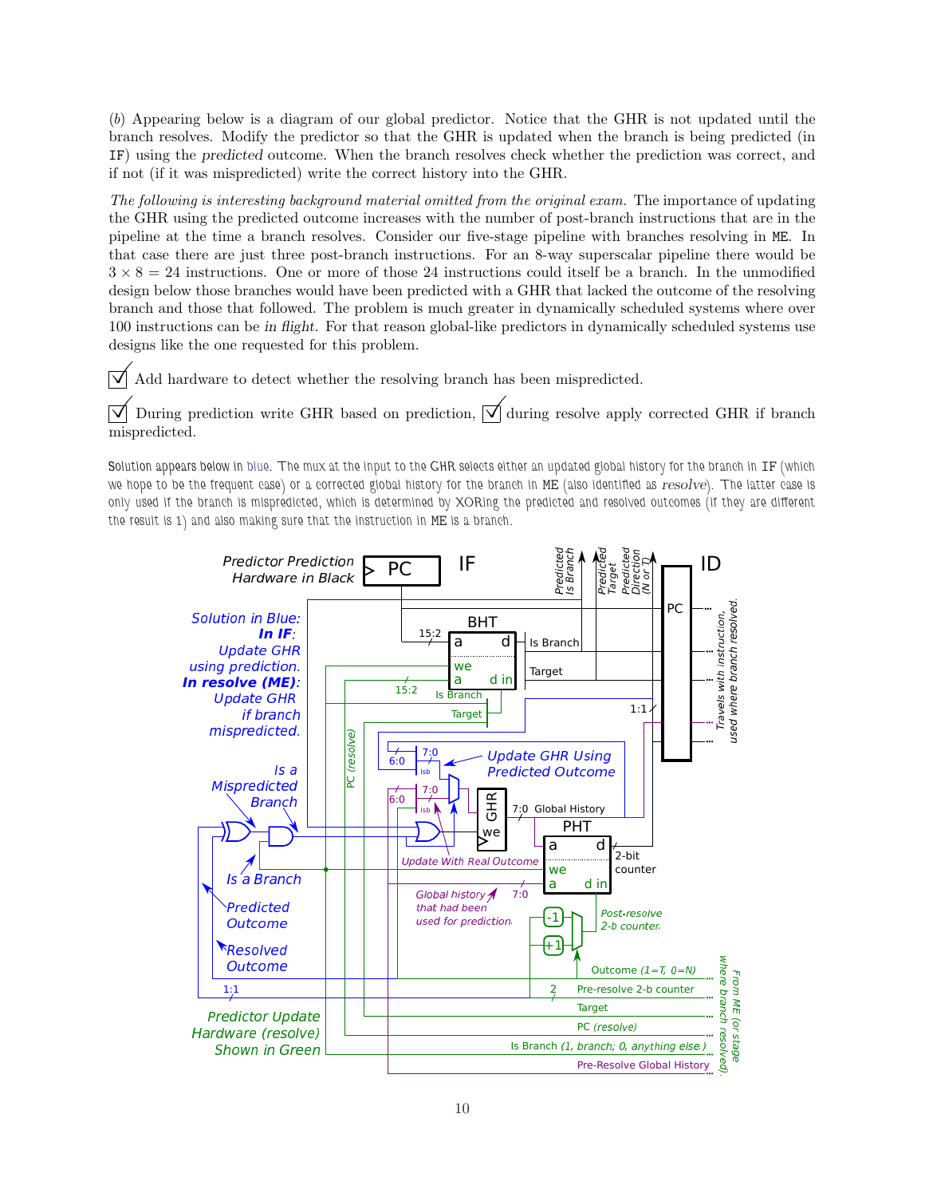(*b*) Appearing below is a diagram of our global predictor. Notice that the GHR is not updated until the branch resolves. Modify the predictor so that the GHR is updated when the branch is being predicted (in IF) using the *predicted* outcome. When the branch resolves check whether the prediction was correct, and if not (if it was mispredicted) write the correct history into the GHR.

*The following is interesting background material omitted from the original exam.* The importance of updating the GHR using the predicted outcome increases with the number of post-branch instructions that are in the pipeline at the time a branch resolves. Consider our five-stage pipeline with branches resolving in ME. In that case there are just three post-branch instructions. For an 8-way superscalar pipeline there would be $3 \times 8 = 24$ instructions. One or more of those 24 instructions could itself be a branch. In the unmodified design below those branches would have been predicted with a GHR that lacked the outcome of the resolving branch and those that followed. The problem is much greater in dynamically scheduled systems where over 100 instructions can be *in flight*. For that reason global-like predictors in dynamically scheduled systems use designs like the one requested for this problem.

☑ Add hardware to detect whether the resolving branch has been mispredicted.

☑ During prediction write GHR based on prediction, ☑ during resolve apply corrected GHR if branch mispredicted.

Solution appears below in blue. The mux at the input to the GHR selects either an updated global history for the branch in IF (which we hope to be the frequent case) or a corrected global history for the branch in ME (also identified as *resolve*). The latter case is only used if the branch is mispredicted, which is determined by XORing the predicted and resolved outcomes (if they are different the result is 1) and also making sure that the instruction in ME is a branch.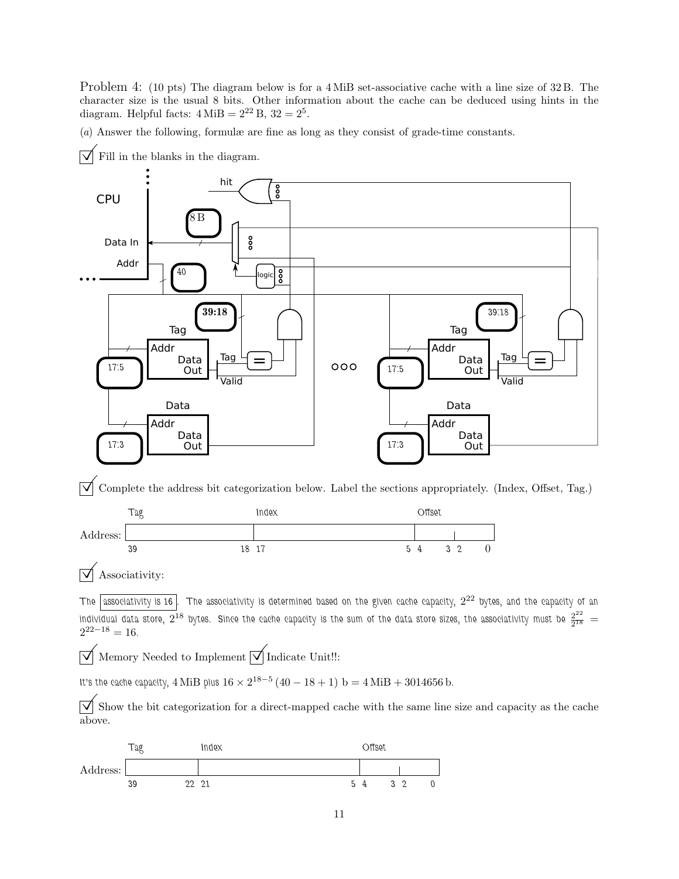Problem 4: (10 pts) The diagram below is for a 4 MiB set-associative cache with a line size of 32 B. The character size is the usual 8 bits. Other information about the cache can be deduced using hints in the diagram. Helpful facts: $4\,\text{MiB} = 2^{22}\,\text{B}$, $32 = 2^5$.

(*a*) Answer the following, formulæ are fine as long as they consist of grade-time constants.

☑ Fill in the blanks in the diagram.

CPU | Data In | Addr | hit | 8 B | 40 | logic | 39:18 | Tag | Addr | Data Out | Tag | Valid | 17:5 | Data | Addr | Data Out | 17:3 | 39:18 | Tag | Addr | Data Out | Tag | Valid | 17:5 | Data | Addr | Data Out | 17:3

☑ Complete the address bit categorization below. Label the sections appropriately. (Index, Offset, Tag.)

| | Tag | Index | Offset |
|---|---|---|---|
| Address: | 39 … 18 | 17 … 5 | 4 … 3 2 … 0 |

☑ Associativity:

The associativity is 16. The associativity is determined based on the given cache capacity, $2^{22}$ bytes, and the capacity of an individual data store, $2^{18}$ bytes. Since the cache capacity is the sum of the data store sizes, the associativity must be $\frac{2^{22}}{2^{18}} = 2^{22-18} = 16$.

☑ Memory Needed to Implement ☑ Indicate Unit!!:

It's the cache capacity, $4\,\text{MiB}$ plus $16 \times 2^{18-5}\,(40 - 18 + 1)\;\text{b} = 4\,\text{MiB} + 3014656\,\text{b}$.

☑ Show the bit categorization for a direct-mapped cache with the same line size and capacity as the cache above.

| | Tag | Index | Offset |
|---|---|---|---|
| Address: | 39 … 22 | 21 … 5 | 4 … 3 2 … 0 |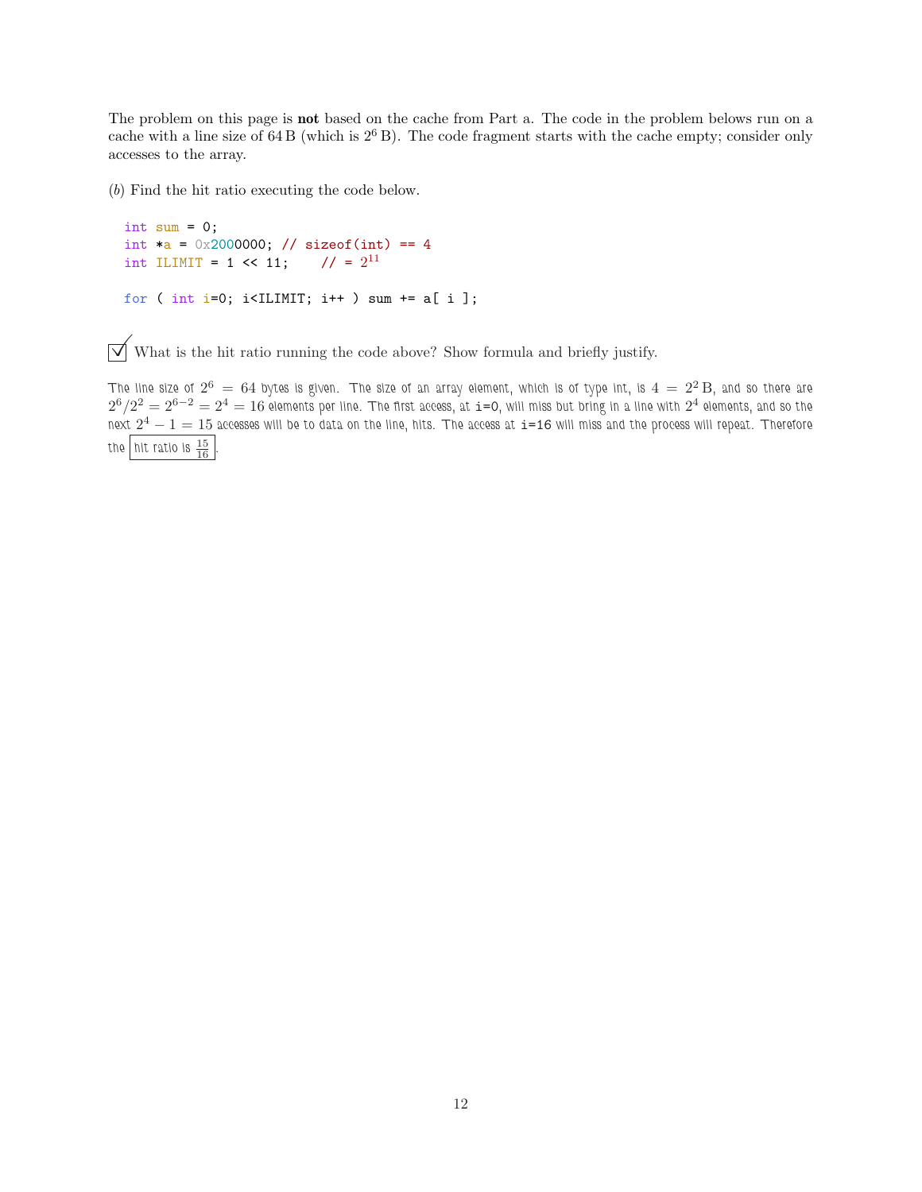The problem on this page is **not** based on the cache from Part a. The code in the problem belows run on a cache with a line size of 64 B (which is $2^6$ B). The code fragment starts with the cache empty; consider only accesses to the array.

(*b*) Find the hit ratio executing the code below.

```
int sum = 0;
int *a = 0x2000000; // sizeof(int) == 4
int ILIMIT = 1 << 11;    // = 2^11

for ( int i=0; i<ILIMIT; i++ ) sum += a[ i ];
```

☑ What is the hit ratio running the code above? Show formula and briefly justify.

The line size of $2^6 = 64$ bytes is given. The size of an array element, which is of type int, is $4 = 2^2$ B, and so there are $2^6/2^2 = 2^{6-2} = 2^4 = 16$ elements per line. The first access, at `i=0`, will miss but bring in a line with $2^4$ elements, and so the next $2^4 - 1 = 15$ accesses will be to data on the line, hits. The access at `i=16` will miss and the process will repeat. Therefore the hit ratio is $\frac{15}{16}$.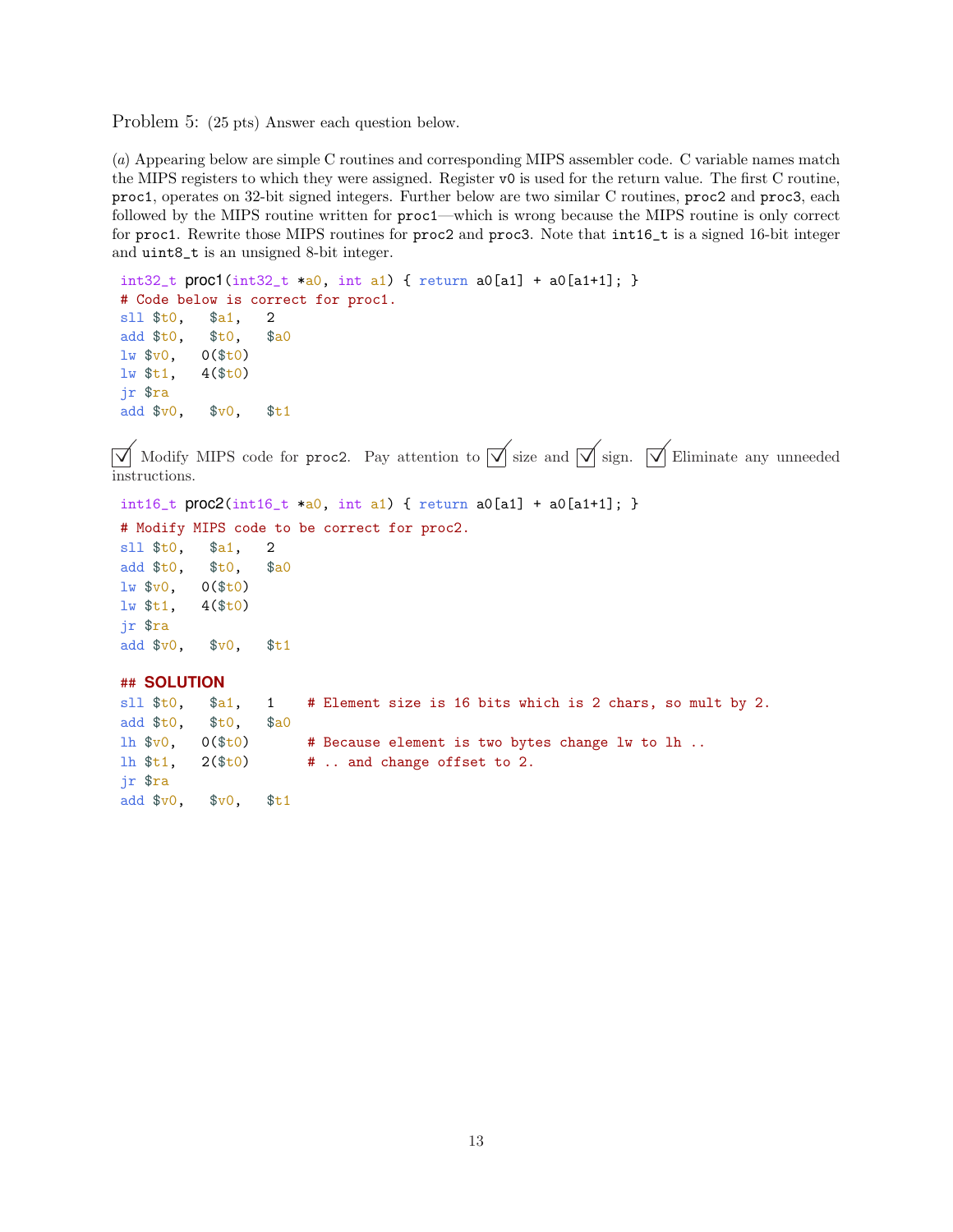Problem 5: (25 pts) Answer each question below.

(*a*) Appearing below are simple C routines and corresponding MIPS assembler code. C variable names match the MIPS registers to which they were assigned. Register `v0` is used for the return value. The first C routine, `proc1`, operates on 32-bit signed integers. Further below are two similar C routines, `proc2` and `proc3`, each followed by the MIPS routine written for `proc1`—which is wrong because the MIPS routine is only correct for `proc1`. Rewrite those MIPS routines for `proc2` and `proc3`. Note that `int16_t` is a signed 16-bit integer and `uint8_t` is an unsigned 8-bit integer.

```
int32_t proc1(int32_t *a0, int a1) { return a0[a1] + a0[a1+1]; }
# Code below is correct for proc1.
sll $t0,   $a1,   2
add $t0,   $t0,   $a0
lw $v0,   0($t0)
lw $t1,   4($t0)
jr $ra
add $v0,   $v0,   $t1
```

☑ Modify MIPS code for `proc2`. Pay attention to ☑ size and ☑ sign. ☑ Eliminate any unneeded instructions.

```
int16_t proc2(int16_t *a0, int a1) { return a0[a1] + a0[a1+1]; }
# Modify MIPS code to be correct for proc2.
sll $t0,   $a1,   2
add $t0,   $t0,   $a0
lw $v0,   0($t0)
lw $t1,   4($t0)
jr $ra
add $v0,   $v0,   $t1
```

```
## SOLUTION
sll $t0,   $a1,   1    # Element size is 16 bits which is 2 chars, so mult by 2.
add $t0,   $t0,   $a0
lh $v0,   0($t0)       # Because element is two bytes change lw to lh ..
lh $t1,   2($t0)       # .. and change offset to 2.
jr $ra
add $v0,   $v0,   $t1
```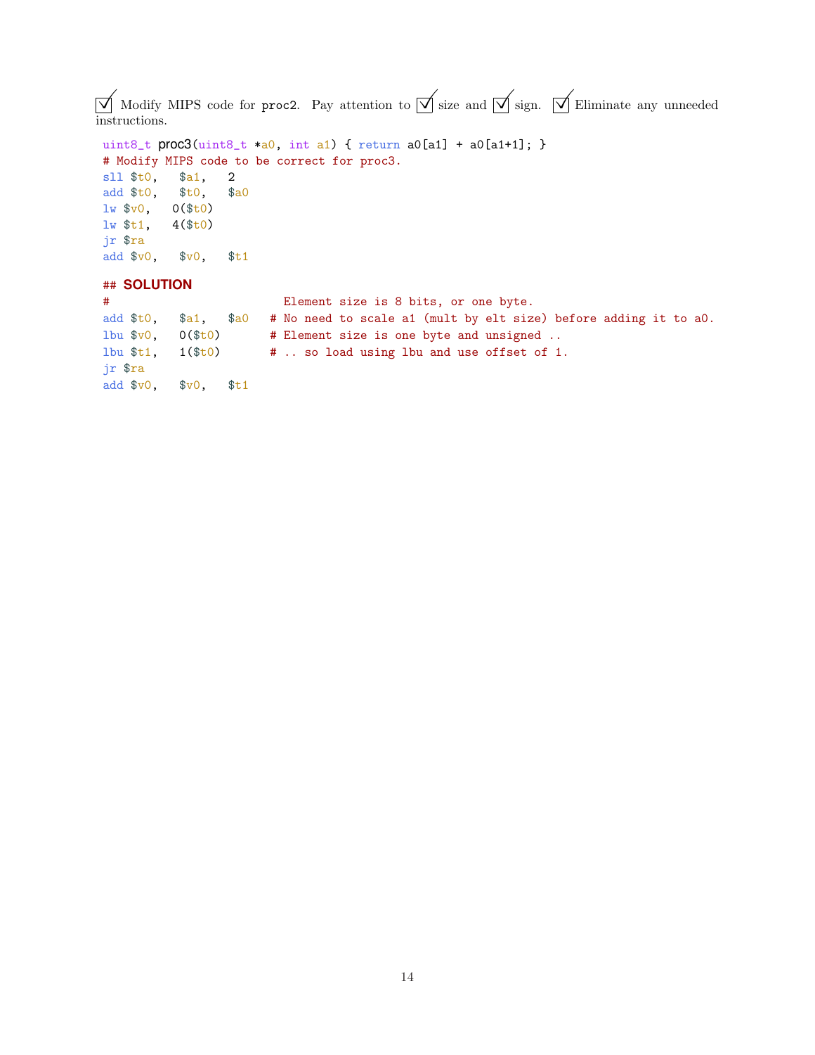☑ Modify MIPS code for `proc2`. Pay attention to ☑ size and ☑ sign. ☑ Eliminate any unneeded instructions.

```
uint8_t proc3(uint8_t *a0, int a1) { return a0[a1] + a0[a1+1]; }
# Modify MIPS code to be correct for proc3.
sll $t0,   $a1,   2
add $t0,   $t0,   $a0
lw $v0,   0($t0)
lw $t1,   4($t0)
jr $ra
add $v0,   $v0,   $t1

## SOLUTION
#                          Element size is 8 bits, or one byte.
add $t0,   $a1,   $a0   # No need to scale a1 (mult by elt size) before adding it to a0.
lbu $v0,   0($t0)       # Element size is one byte and unsigned ..
lbu $t1,   1($t0)       # .. so load using lbu and use offset of 1.
jr $ra
add $v0,   $v0,   $t1
```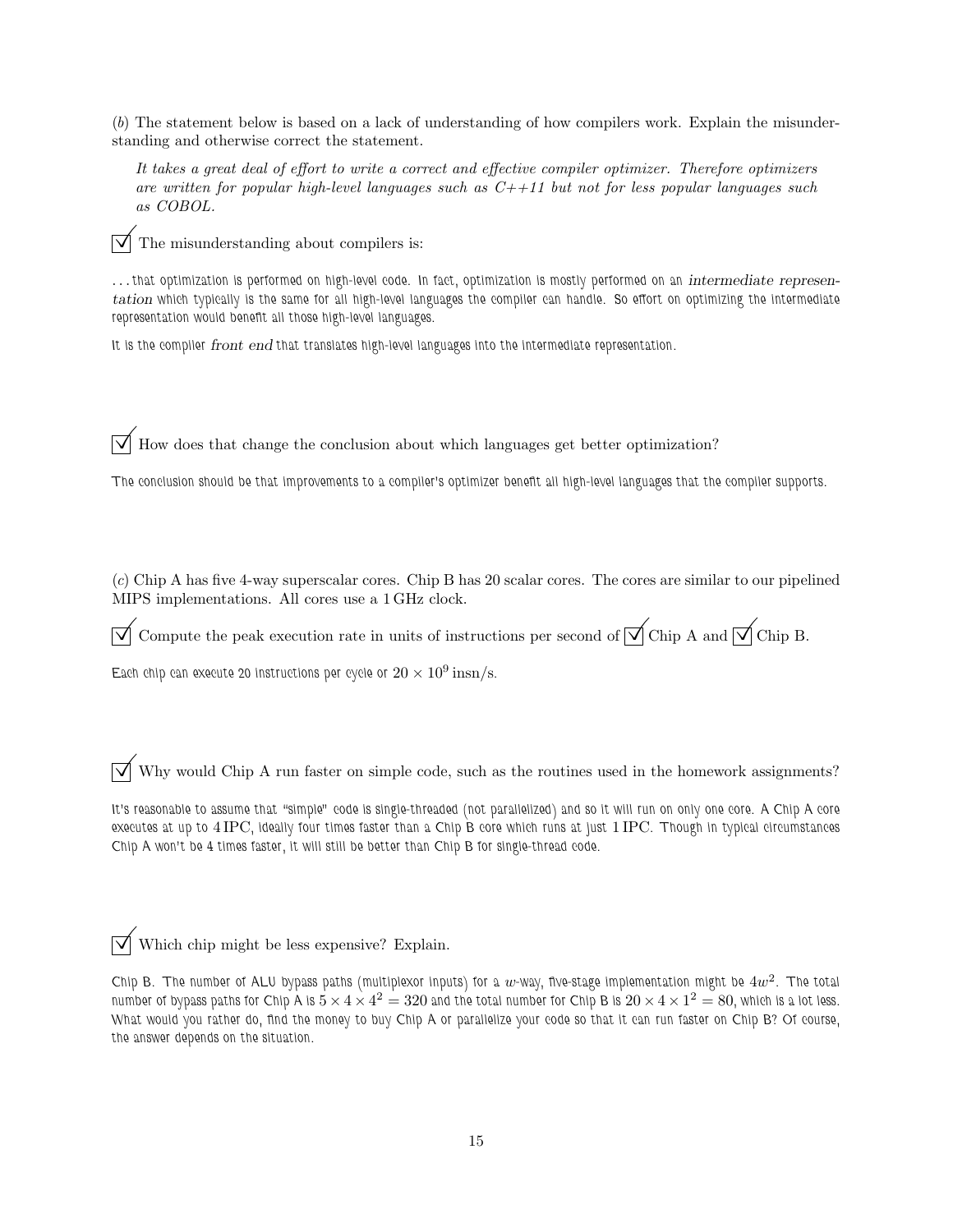(*b*) The statement below is based on a lack of understanding of how compilers work. Explain the misunderstanding and otherwise correct the statement.

*It takes a great deal of effort to write a correct and effective compiler optimizer. Therefore optimizers are written for popular high-level languages such as C++11 but not for less popular languages such as COBOL.*

☑ The misunderstanding about compilers is:

...that optimization is performed on high-level code. In fact, optimization is mostly performed on an *intermediate representation* which typically is the same for all high-level languages the compiler can handle. So effort on optimizing the intermediate representation would benefit all those high-level languages.

It is the compiler *front end* that translates high-level languages into the intermediate representation.

☑ How does that change the conclusion about which languages get better optimization?

The conclusion should be that improvements to a compiler's optimizer benefit all high-level languages that the compiler supports.

(*c*) Chip A has five 4-way superscalar cores. Chip B has 20 scalar cores. The cores are similar to our pipelined MIPS implementations. All cores use a 1 GHz clock.

☑ Compute the peak execution rate in units of instructions per second of ☑ Chip A and ☑ Chip B.

Each chip can execute 20 instructions per cycle or $20 \times 10^9$ insn/s.

☑ Why would Chip A run faster on simple code, such as the routines used in the homework assignments?

It's reasonable to assume that "simple" code is single-threaded (not parallelized) and so it will run on only one core. A Chip A core executes at up to 4 IPC, ideally four times faster than a Chip B core which runs at just 1 IPC. Though in typical circumstances Chip A won't be 4 times faster, it will still be better than Chip B for single-thread code.

☑ Which chip might be less expensive? Explain.

Chip B. The number of ALU bypass paths (multiplexor inputs) for a $w$-way, five-stage implementation might be $4w^2$. The total number of bypass paths for Chip A is $5 \times 4 \times 4^2 = 320$ and the total number for Chip B is $20 \times 4 \times 1^2 = 80$, which is a lot less. What would you rather do, find the money to buy Chip A or parallelize your code so that it can run faster on Chip B? Of course, the answer depends on the situation.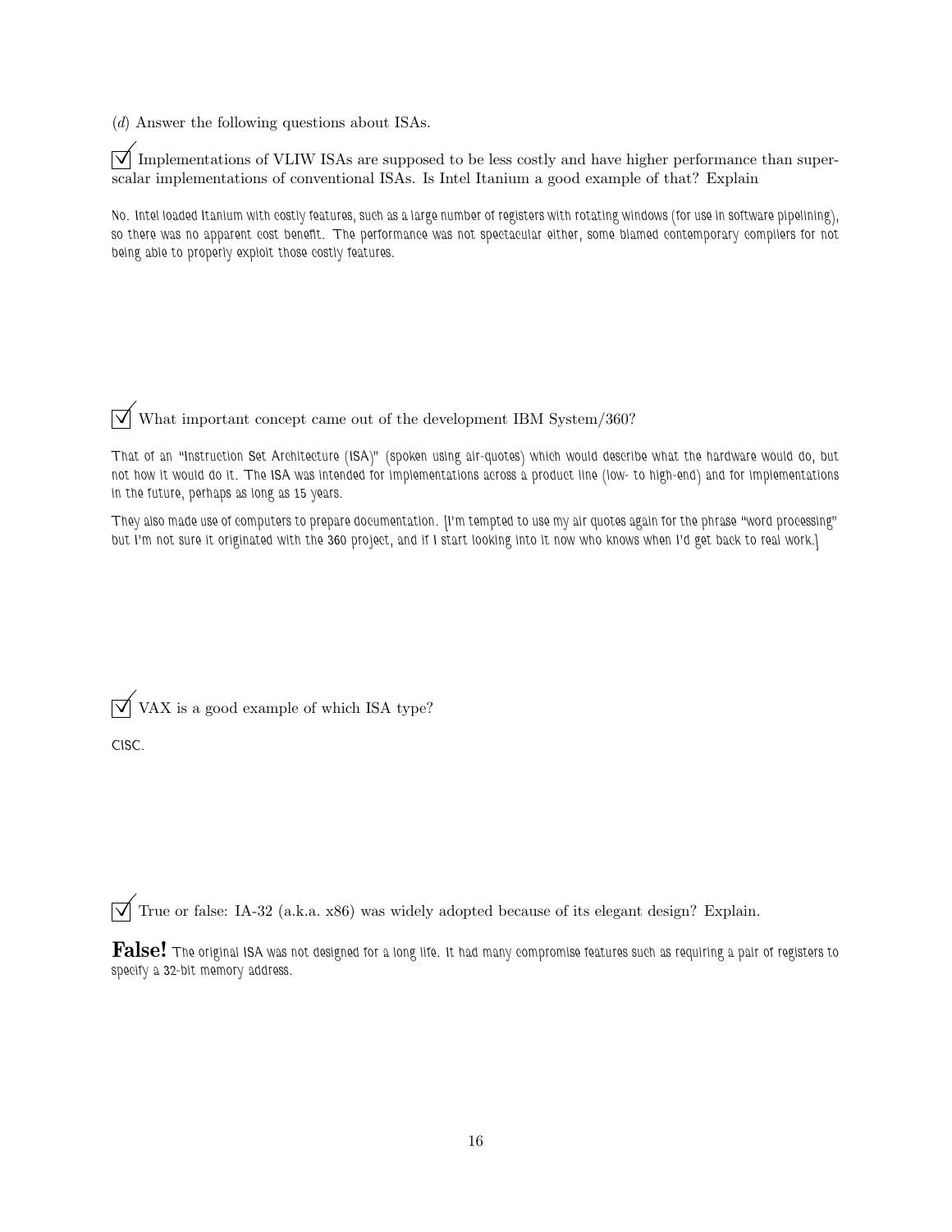(*d*) Answer the following questions about ISAs.

☑ Implementations of VLIW ISAs are supposed to be less costly and have higher performance than superscalar implementations of conventional ISAs. Is Intel Itanium a good example of that? Explain

*No. Intel loaded Itanium with costly features, such as a large number of registers with rotating windows (for use in software pipelining), so there was no apparent cost benefit. The performance was not spectacular either, some blamed contemporary compilers for not being able to properly exploit those costly features.*

☑ What important concept came out of the development IBM System/360?

*That of an "Instruction Set Architecture (ISA)" (spoken using air-quotes) which would describe what the hardware would do, but not how it would do it. The ISA was intended for implementations across a product line (low- to high-end) and for implementations in the future, perhaps as long as 15 years.*

*They also made use of computers to prepare documentation. [I'm tempted to use my air quotes again for the phrase "word processing" but I'm not sure it originated with the 360 project, and if I start looking into it now who knows when I'd get back to real work.]*

☑ VAX is a good example of which ISA type?

CISC.

☑ True or false: IA-32 (a.k.a. x86) was widely adopted because of its elegant design? Explain.

**False!** *The original ISA was not designed for a long life. It had many compromise features such as requiring a pair of registers to specify a 32-bit memory address.*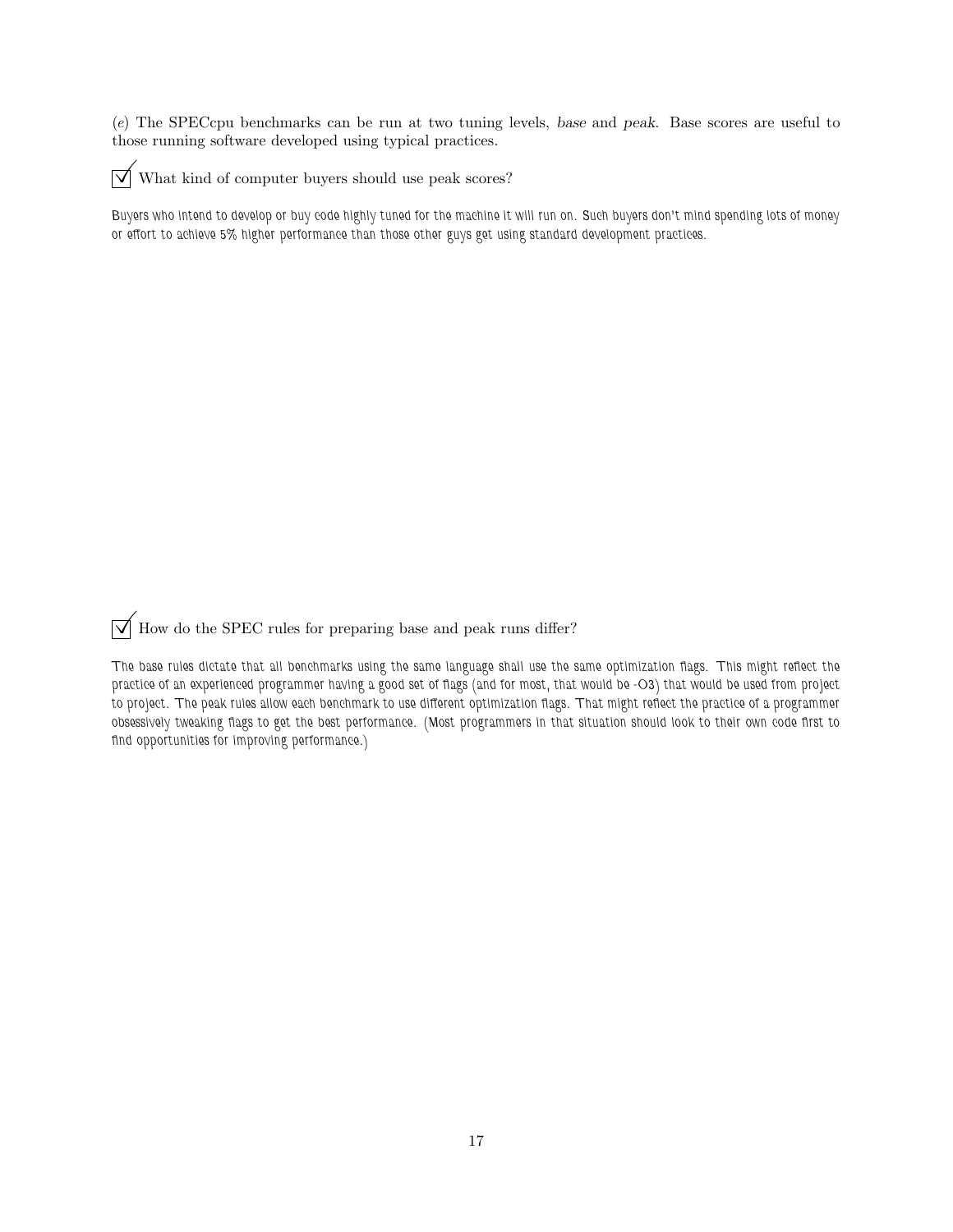(*e*) The SPECcpu benchmarks can be run at two tuning levels, *base* and *peak*. Base scores are useful to those running software developed using typical practices.

☑ What kind of computer buyers should use peak scores?

Buyers who intend to develop or buy code highly tuned for the machine it will run on. Such buyers don't mind spending lots of money or effort to achieve 5% higher performance than those other guys get using standard development practices.

☑ How do the SPEC rules for preparing base and peak runs differ?

The base rules dictate that all benchmarks using the same language shall use the same optimization flags. This might reflect the practice of an experienced programmer having a good set of flags (and for most, that would be -O3) that would be used from project to project. The peak rules allow each benchmark to use different optimization flags. That might reflect the practice of a programmer obsessively tweaking flags to get the best performance. (Most programmers in that situation should look to their own code first to find opportunities for improving performance.)